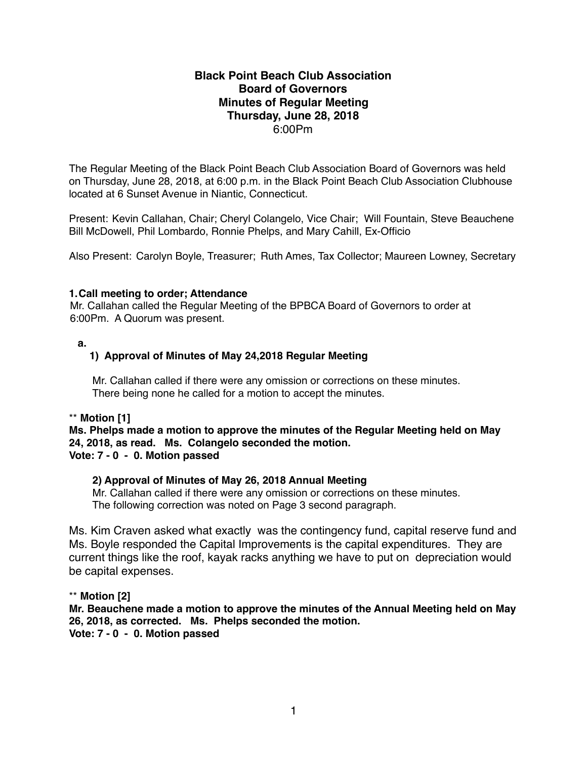**Black Point Beach Club Association**
**Board of Governors**
**Minutes of Regular Meeting**
**Thursday, June 28, 2018**
6:00Pm

The Regular Meeting of the Black Point Beach Club Association Board of Governors was held on Thursday, June 28, 2018, at 6:00 p.m. in the Black Point Beach Club Association Clubhouse located at 6 Sunset Avenue in Niantic, Connecticut.

Present: Kevin Callahan, Chair; Cheryl Colangelo, Vice Chair; Will Fountain, Steve Beauchene Bill McDowell, Phil Lombardo, Ronnie Phelps, and Mary Cahill, Ex-Officio

Also Present: Carolyn Boyle, Treasurer; Ruth Ames, Tax Collector; Maureen Lowney, Secretary

**1. Call meeting to order; Attendance**

Mr. Callahan called the Regular Meeting of the BPBCA Board of Governors to order at 6:00Pm. A Quorum was present.

**a.**

**1) Approval of Minutes of May 24,2018 Regular Meeting**

Mr. Callahan called if there were any omission or corrections on these minutes. There being none he called for a motion to accept the minutes.

** **Motion [1]**
**Ms. Phelps made a motion to approve the minutes of the Regular Meeting held on May 24, 2018, as read. Ms. Colangelo seconded the motion.**
**Vote: 7 - 0 - 0. Motion passed**

**2) Approval of Minutes of May 26, 2018 Annual Meeting**

Mr. Callahan called if there were any omission or corrections on these minutes. The following correction was noted on Page 3 second paragraph.

Ms. Kim Craven asked what exactly was the contingency fund, capital reserve fund and Ms. Boyle responded the Capital Improvements is the capital expenditures. They are current things like the roof, kayak racks anything we have to put on depreciation would be capital expenses.

** **Motion [2]**
**Mr. Beauchene made a motion to approve the minutes of the Annual Meeting held on May 26, 2018, as corrected. Ms. Phelps seconded the motion.**
**Vote: 7 - 0 - 0. Motion passed**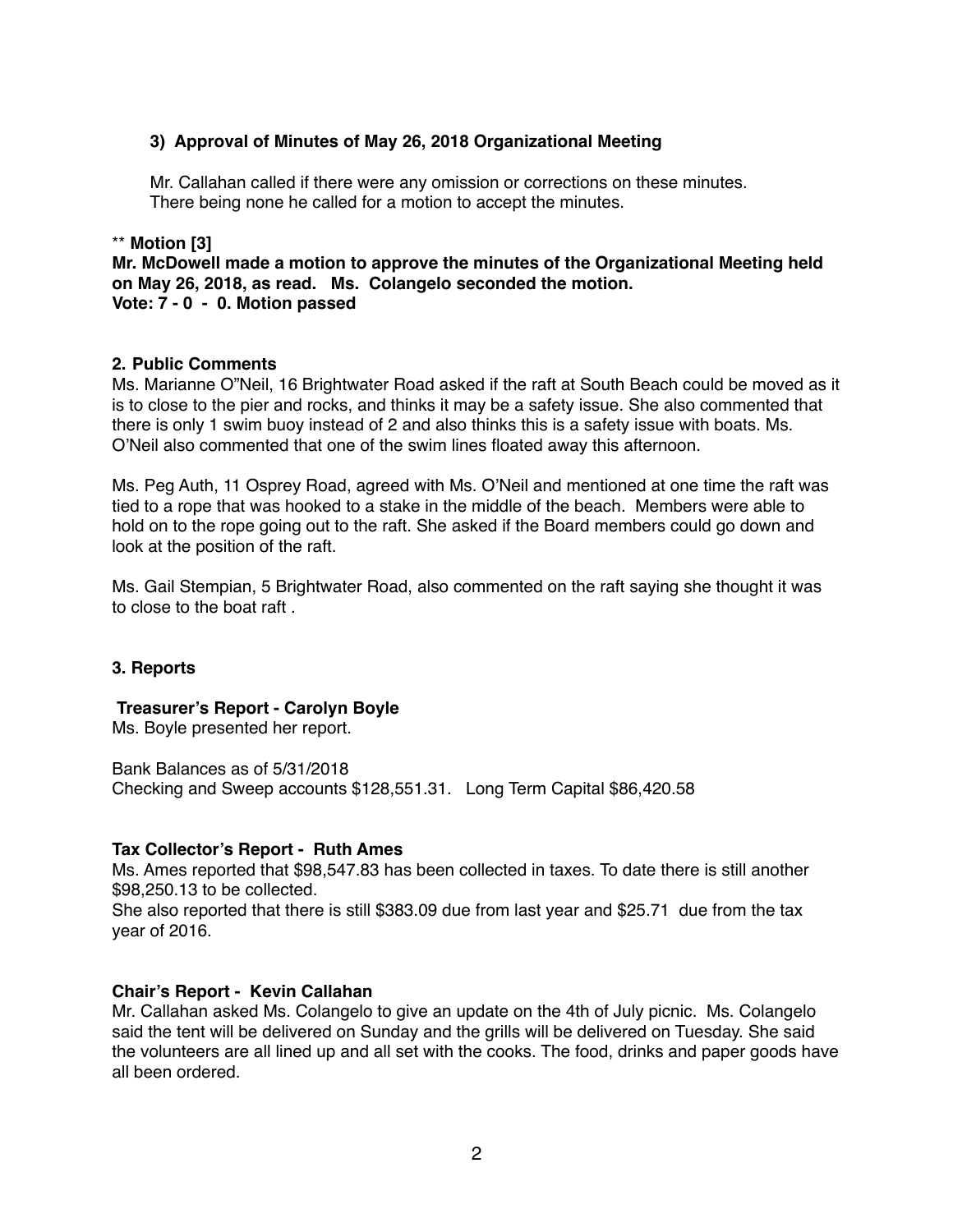### 3) Approval of Minutes of May 26, 2018 Organizational Meeting

Mr. Callahan called if there were any omission or corrections on these minutes.
There being none he called for a motion to accept the minutes.

** **Motion [3]**
**Mr. McDowell made a motion to approve the minutes of the Organizational Meeting held on May 26, 2018, as read. Ms. Colangelo seconded the motion.**
**Vote: 7 - 0 - 0. Motion passed**

### 2. Public Comments

Ms. Marianne O"Neil, 16 Brightwater Road asked if the raft at South Beach could be moved as it is to close to the pier and rocks, and thinks it may be a safety issue. She also commented that there is only 1 swim buoy instead of 2 and also thinks this is a safety issue with boats. Ms. O'Neil also commented that one of the swim lines floated away this afternoon.

Ms. Peg Auth, 11 Osprey Road, agreed with Ms. O'Neil and mentioned at one time the raft was tied to a rope that was hooked to a stake in the middle of the beach. Members were able to hold on to the rope going out to the raft. She asked if the Board members could go down and look at the position of the raft.

Ms. Gail Stempian, 5 Brightwater Road, also commented on the raft saying she thought it was to close to the boat raft .

### 3. Reports

**Treasurer's Report - Carolyn Boyle**
Ms. Boyle presented her report.

Bank Balances as of 5/31/2018
Checking and Sweep accounts $128,551.31. Long Term Capital $86,420.58

**Tax Collector's Report - Ruth Ames**
Ms. Ames reported that $98,547.83 has been collected in taxes. To date there is still another $98,250.13 to be collected.
She also reported that there is still $383.09 due from last year and $25.71 due from the tax year of 2016.

**Chair's Report - Kevin Callahan**
Mr. Callahan asked Ms. Colangelo to give an update on the 4th of July picnic. Ms. Colangelo said the tent will be delivered on Sunday and the grills will be delivered on Tuesday. She said the volunteers are all lined up and all set with the cooks. The food, drinks and paper goods have all been ordered.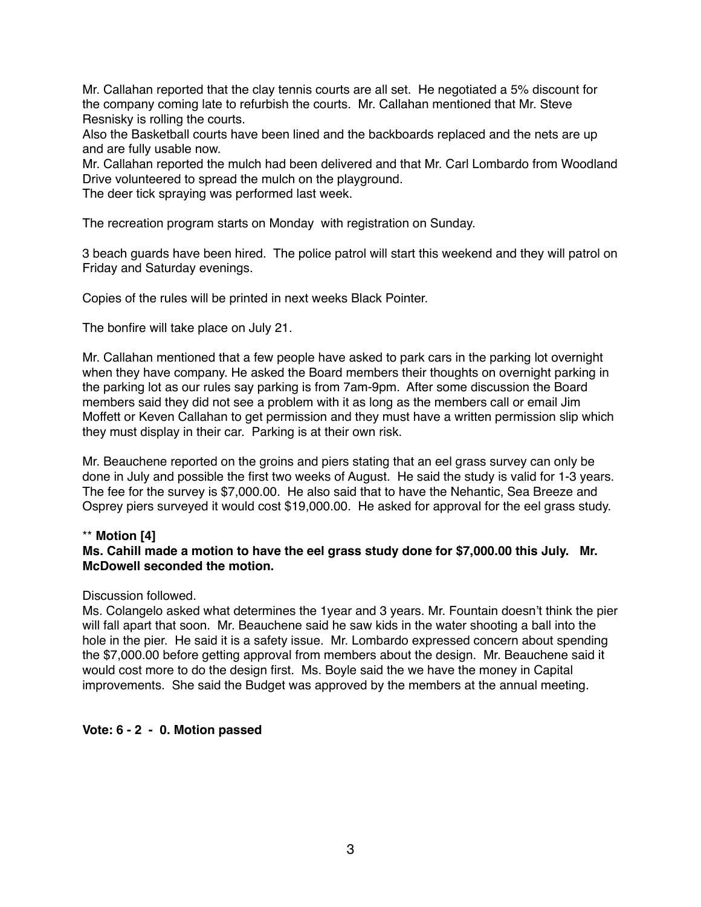Mr. Callahan reported that the clay tennis courts are all set. He negotiated a 5% discount for the company coming late to refurbish the courts. Mr. Callahan mentioned that Mr. Steve Resnisky is rolling the courts.
Also the Basketball courts have been lined and the backboards replaced and the nets are up and are fully usable now.
Mr. Callahan reported the mulch had been delivered and that Mr. Carl Lombardo from Woodland Drive volunteered to spread the mulch on the playground.
The deer tick spraying was performed last week.

The recreation program starts on Monday with registration on Sunday.

3 beach guards have been hired. The police patrol will start this weekend and they will patrol on Friday and Saturday evenings.

Copies of the rules will be printed in next weeks Black Pointer.

The bonfire will take place on July 21.

Mr. Callahan mentioned that a few people have asked to park cars in the parking lot overnight when they have company. He asked the Board members their thoughts on overnight parking in the parking lot as our rules say parking is from 7am-9pm. After some discussion the Board members said they did not see a problem with it as long as the members call or email Jim Moffett or Keven Callahan to get permission and they must have a written permission slip which they must display in their car. Parking is at their own risk.

Mr. Beauchene reported on the groins and piers stating that an eel grass survey can only be done in July and possible the first two weeks of August. He said the study is valid for 1-3 years. The fee for the survey is $7,000.00. He also said that to have the Nehantic, Sea Breeze and Osprey piers surveyed it would cost $19,000.00. He asked for approval for the eel grass study.

** **Motion [4]**
**Ms. Cahill made a motion to have the eel grass study done for $7,000.00 this July. Mr. McDowell seconded the motion.**

Discussion followed.
Ms. Colangelo asked what determines the 1year and 3 years. Mr. Fountain doesn't think the pier will fall apart that soon. Mr. Beauchene said he saw kids in the water shooting a ball into the hole in the pier. He said it is a safety issue. Mr. Lombardo expressed concern about spending the $7,000.00 before getting approval from members about the design. Mr. Beauchene said it would cost more to do the design first. Ms. Boyle said the we have the money in Capital improvements. She said the Budget was approved by the members at the annual meeting.

**Vote: 6 - 2 - 0. Motion passed**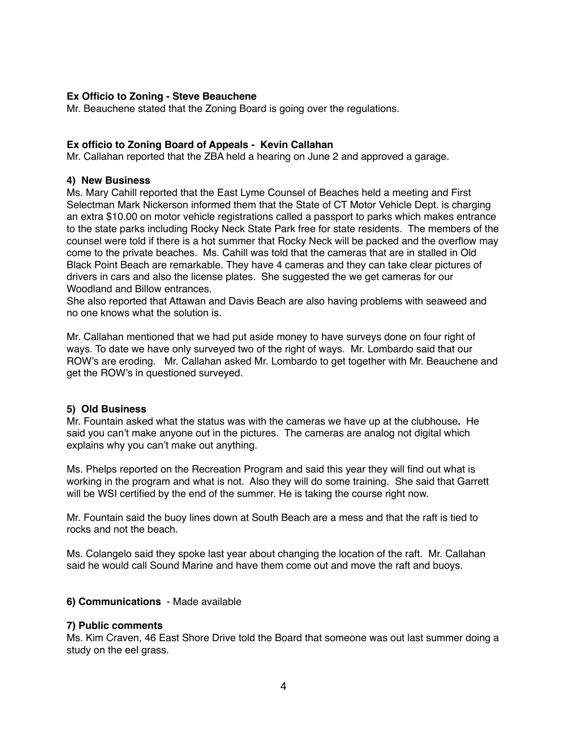**Ex Officio to Zoning - Steve Beauchene**
Mr. Beauchene stated that the Zoning Board is going over the regulations.

**Ex officio to Zoning Board of Appeals - Kevin Callahan**
Mr. Callahan reported that the ZBA held a hearing on June 2 and approved a garage.

**4) New Business**
Ms. Mary Cahill reported that the East Lyme Counsel of Beaches held a meeting and First Selectman Mark Nickerson informed them that the State of CT Motor Vehicle Dept. is charging an extra $10.00 on motor vehicle registrations called a passport to parks which makes entrance to the state parks including Rocky Neck State Park free for state residents. The members of the counsel were told if there is a hot summer that Rocky Neck will be packed and the overflow may come to the private beaches. Ms. Cahill was told that the cameras that are in stalled in Old Black Point Beach are remarkable. They have 4 cameras and they can take clear pictures of drivers in cars and also the license plates. She suggested the we get cameras for our Woodland and Billow entrances.
She also reported that Attawan and Davis Beach are also having problems with seaweed and no one knows what the solution is.

Mr. Callahan mentioned that we had put aside money to have surveys done on four right of ways. To date we have only surveyed two of the right of ways. Mr. Lombardo said that our ROW's are eroding. Mr. Callahan asked Mr. Lombardo to get together with Mr. Beauchene and get the ROW's in questioned surveyed.

**5) Old Business**
Mr. Fountain asked what the status was with the cameras we have up at the clubhouse**.** He said you can't make anyone out in the pictures. The cameras are analog not digital which explains why you can't make out anything.

Ms. Phelps reported on the Recreation Program and said this year they will find out what is working in the program and what is not. Also they will do some training. She said that Garrett will be WSI certified by the end of the summer. He is taking the course right now.

Mr. Fountain said the buoy lines down at South Beach are a mess and that the raft is tied to rocks and not the beach.

Ms. Colangelo said they spoke last year about changing the location of the raft. Mr. Callahan said he would call Sound Marine and have them come out and move the raft and buoys.

**6) Communications** - Made available

**7) Public comments**
Ms. Kim Craven, 46 East Shore Drive told the Board that someone was out last summer doing a study on the eel grass.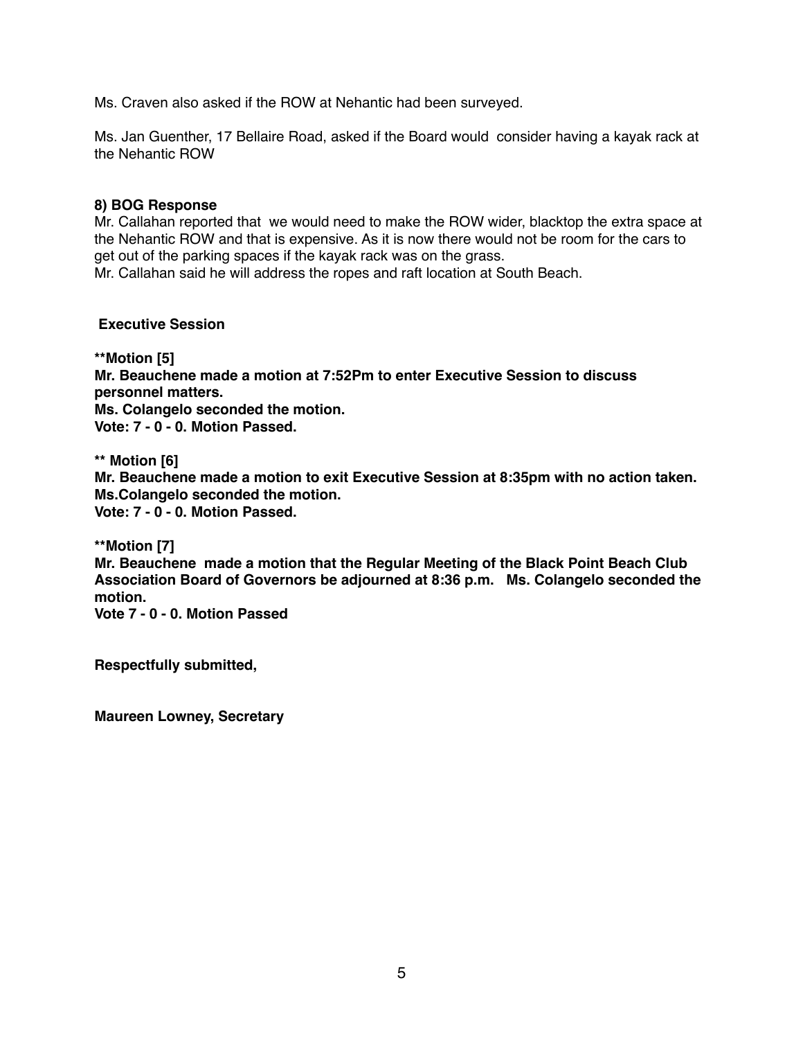Ms. Craven also asked if the ROW at Nehantic had been surveyed.

Ms. Jan Guenther, 17 Bellaire Road, asked if the Board would consider having a kayak rack at the Nehantic ROW

**8) BOG Response**

Mr. Callahan reported that we would need to make the ROW wider, blacktop the extra space at the Nehantic ROW and that is expensive. As it is now there would not be room for the cars to get out of the parking spaces if the kayak rack was on the grass.

Mr. Callahan said he will address the ropes and raft location at South Beach.

**Executive Session**

****Motion [5]**
**Mr. Beauchene made a motion at 7:52Pm to enter Executive Session to discuss personnel matters.**
**Ms. Colangelo seconded the motion.**
**Vote: 7 - 0 - 0. Motion Passed.**

**** Motion [6]**
**Mr. Beauchene made a motion to exit Executive Session at 8:35pm with no action taken.**
**Ms.Colangelo seconded the motion.**
**Vote: 7 - 0 - 0. Motion Passed.**

****Motion [7]**
**Mr. Beauchene made a motion that the Regular Meeting of the Black Point Beach Club Association Board of Governors be adjourned at 8:36 p.m. Ms. Colangelo seconded the motion.**
**Vote 7 - 0 - 0. Motion Passed**

**Respectfully submitted,**

**Maureen Lowney, Secretary**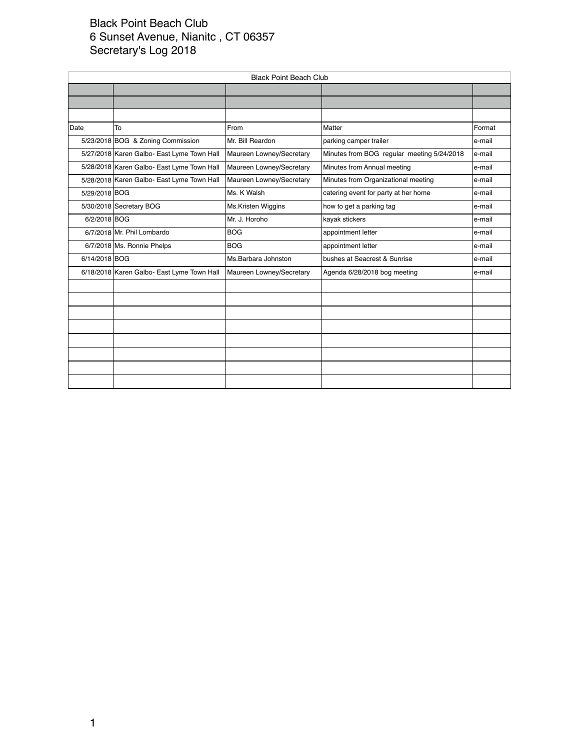Black Point Beach Club
6 Sunset Avenue, Nianitc , CT 06357
Secretary's Log 2018

| Date | To | From | Matter | Format |
|---|---|---|---|---|
| 5/23/2018 | BOG & Zoning Commission | Mr. Bill Reardon | parking camper trailer | e-mail |
| 5/27/2018 | Karen Galbo- East Lyme Town Hall | Maureen Lowney/Secretary | Minutes from BOG regular meeting 5/24/2018 | e-mail |
| 5/28/2018 | Karen Galbo- East Lyme Town Hall | Maureen Lowney/Secretary | Minutes from Annual meeting | e-mail |
| 5/28/2018 | Karen Galbo- East Lyme Town Hall | Maureen Lowney/Secretary | Minutes from Organizational meeting | e-mail |
| 5/29/2018 | BOG | Ms. K Walsh | catering event for party at her home | e-mail |
| 5/30/2018 | Secretary BOG | Ms.Kristen Wiggins | how to get a parking tag | e-mail |
| 6/2/2018 | BOG | Mr. J. Horoho | kayak stickers | e-mail |
| 6/7/2018 | Mr. Phil Lombardo | BOG | appointment letter | e-mail |
| 6/7/2018 | Ms. Ronnie Phelps | BOG | appointment letter | e-mail |
| 6/14/2018 | BOG | Ms.Barbara Johnston | bushes at Seacrest & Sunrise | e-mail |
| 6/18/2018 | Karen Galbo- East Lyme Town Hall | Maureen Lowney/Secretary | Agenda 6/28/2018 bog meeting | e-mail |